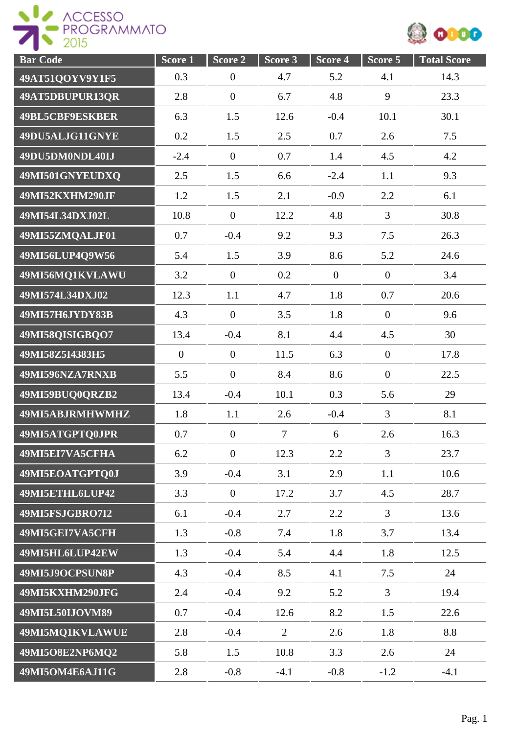ACCESSO PROGRAMMATO 2015

| Bar Code | Score 1 | Score 2 | Score 3 | Score 4 | Score 5 | Total Score |
|---|---|---|---|---|---|---|
| 49AT51QOYV9Y1F5 | 0.3 | 0 | 4.7 | 5.2 | 4.1 | 14.3 |
| 49AT5DBUPUR13QR | 2.8 | 0 | 6.7 | 4.8 | 9 | 23.3 |
| 49BL5CBF9ESKBER | 6.3 | 1.5 | 12.6 | -0.4 | 10.1 | 30.1 |
| 49DU5ALJG11GNYE | 0.2 | 1.5 | 2.5 | 0.7 | 2.6 | 7.5 |
| 49DU5DM0NDL40IJ | -2.4 | 0 | 0.7 | 1.4 | 4.5 | 4.2 |
| 49MI501GNYEUDXQ | 2.5 | 1.5 | 6.6 | -2.4 | 1.1 | 9.3 |
| 49MI52KXHM290JF | 1.2 | 1.5 | 2.1 | -0.9 | 2.2 | 6.1 |
| 49MI54L34DXJ02L | 10.8 | 0 | 12.2 | 4.8 | 3 | 30.8 |
| 49MI55ZMQALJF01 | 0.7 | -0.4 | 9.2 | 9.3 | 7.5 | 26.3 |
| 49MI56LUP4Q9W56 | 5.4 | 1.5 | 3.9 | 8.6 | 5.2 | 24.6 |
| 49MI56MQ1KVLAWU | 3.2 | 0 | 0.2 | 0 | 0 | 3.4 |
| 49MI574L34DXJ02 | 12.3 | 1.1 | 4.7 | 1.8 | 0.7 | 20.6 |
| 49MI57H6JYDY83B | 4.3 | 0 | 3.5 | 1.8 | 0 | 9.6 |
| 49MI58QISIGBQO7 | 13.4 | -0.4 | 8.1 | 4.4 | 4.5 | 30 |
| 49MI58Z5I4383H5 | 0 | 0 | 11.5 | 6.3 | 0 | 17.8 |
| 49MI596NZA7RNXB | 5.5 | 0 | 8.4 | 8.6 | 0 | 22.5 |
| 49MI59BUQ0QRZB2 | 13.4 | -0.4 | 10.1 | 0.3 | 5.6 | 29 |
| 49MI5ABJRMHWMHZ | 1.8 | 1.1 | 2.6 | -0.4 | 3 | 8.1 |
| 49MI5ATGPTQ0JPR | 0.7 | 0 | 7 | 6 | 2.6 | 16.3 |
| 49MI5EI7VA5CFHA | 6.2 | 0 | 12.3 | 2.2 | 3 | 23.7 |
| 49MI5EOATGPTQ0J | 3.9 | -0.4 | 3.1 | 2.9 | 1.1 | 10.6 |
| 49MI5ETHL6LUP42 | 3.3 | 0 | 17.2 | 3.7 | 4.5 | 28.7 |
| 49MI5FSJGBRO7I2 | 6.1 | -0.4 | 2.7 | 2.2 | 3 | 13.6 |
| 49MI5GEI7VA5CFH | 1.3 | -0.8 | 7.4 | 1.8 | 3.7 | 13.4 |
| 49MI5HL6LUP42EW | 1.3 | -0.4 | 5.4 | 4.4 | 1.8 | 12.5 |
| 49MI5J9OCPSUN8P | 4.3 | -0.4 | 8.5 | 4.1 | 7.5 | 24 |
| 49MI5KXHM290JFG | 2.4 | -0.4 | 9.2 | 5.2 | 3 | 19.4 |
| 49MI5L50IJOVM89 | 0.7 | -0.4 | 12.6 | 8.2 | 1.5 | 22.6 |
| 49MI5MQ1KVLAWUE | 2.8 | -0.4 | 2 | 2.6 | 1.8 | 8.8 |
| 49MI5O8E2NP6MQ2 | 5.8 | 1.5 | 10.8 | 3.3 | 2.6 | 24 |
| 49MI5OM4E6AJ11G | 2.8 | -0.8 | -4.1 | -0.8 | -1.2 | -4.1 |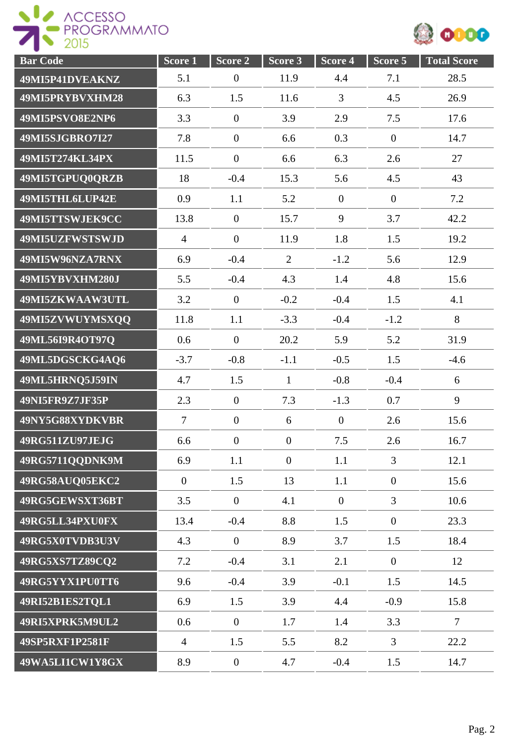| Bar Code | Score 1 | Score 2 | Score 3 | Score 4 | Score 5 | Total Score |
|---|---|---|---|---|---|---|
| 49MI5P41DVEAKNZ | 5.1 | 0 | 11.9 | 4.4 | 7.1 | 28.5 |
| 49MI5PRYBVXHM28 | 6.3 | 1.5 | 11.6 | 3 | 4.5 | 26.9 |
| 49MI5PSVO8E2NP6 | 3.3 | 0 | 3.9 | 2.9 | 7.5 | 17.6 |
| 49MI5SJGBRO7I27 | 7.8 | 0 | 6.6 | 0.3 | 0 | 14.7 |
| 49MI5T274KL34PX | 11.5 | 0 | 6.6 | 6.3 | 2.6 | 27 |
| 49MI5TGPUQ0QRZB | 18 | -0.4 | 15.3 | 5.6 | 4.5 | 43 |
| 49MI5THL6LUP42E | 0.9 | 1.1 | 5.2 | 0 | 0 | 7.2 |
| 49MI5TTSWJEK9CC | 13.8 | 0 | 15.7 | 9 | 3.7 | 42.2 |
| 49MI5UZFWSTSWJD | 4 | 0 | 11.9 | 1.8 | 1.5 | 19.2 |
| 49MI5W96NZA7RNX | 6.9 | -0.4 | 2 | -1.2 | 5.6 | 12.9 |
| 49MI5YBVXHM280J | 5.5 | -0.4 | 4.3 | 1.4 | 4.8 | 15.6 |
| 49MI5ZKWAAW3UTL | 3.2 | 0 | -0.2 | -0.4 | 1.5 | 4.1 |
| 49MI5ZVWUYMSXQQ | 11.8 | 1.1 | -3.3 | -0.4 | -1.2 | 8 |
| 49ML56I9R4OT97Q | 0.6 | 0 | 20.2 | 5.9 | 5.2 | 31.9 |
| 49ML5DGSCKG4AQ6 | -3.7 | -0.8 | -1.1 | -0.5 | 1.5 | -4.6 |
| 49ML5HRNQ5J59IN | 4.7 | 1.5 | 1 | -0.8 | -0.4 | 6 |
| 49NI5FR9Z7JF35P | 2.3 | 0 | 7.3 | -1.3 | 0.7 | 9 |
| 49NY5G88XYDKVBR | 7 | 0 | 6 | 0 | 2.6 | 15.6 |
| 49RG511ZU97JEJG | 6.6 | 0 | 0 | 7.5 | 2.6 | 16.7 |
| 49RG5711QQDNK9M | 6.9 | 1.1 | 0 | 1.1 | 3 | 12.1 |
| 49RG58AUQ05EKC2 | 0 | 1.5 | 13 | 1.1 | 0 | 15.6 |
| 49RG5GEWSXT36BT | 3.5 | 0 | 4.1 | 0 | 3 | 10.6 |
| 49RG5LL34PXU0FX | 13.4 | -0.4 | 8.8 | 1.5 | 0 | 23.3 |
| 49RG5X0TVDB3U3V | 4.3 | 0 | 8.9 | 3.7 | 1.5 | 18.4 |
| 49RG5XS7TZ89CQ2 | 7.2 | -0.4 | 3.1 | 2.1 | 0 | 12 |
| 49RG5YYX1PU0TT6 | 9.6 | -0.4 | 3.9 | -0.1 | 1.5 | 14.5 |
| 49RI52B1ES2TQL1 | 6.9 | 1.5 | 3.9 | 4.4 | -0.9 | 15.8 |
| 49RI5XPRK5M9UL2 | 0.6 | 0 | 1.7 | 1.4 | 3.3 | 7 |
| 49SP5RXF1P2581F | 4 | 1.5 | 5.5 | 8.2 | 3 | 22.2 |
| 49WA5LI1CW1Y8GX | 8.9 | 0 | 4.7 | -0.4 | 1.5 | 14.7 |